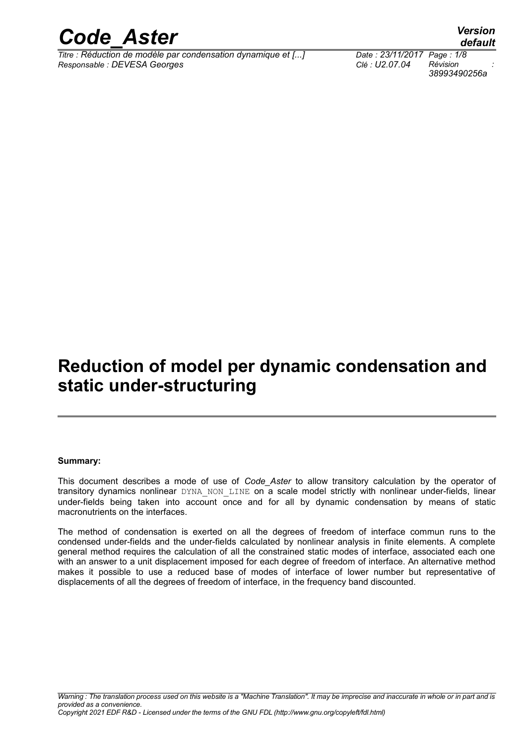# Reduction of model per dynamic condensation and static under-structuring

**Summary:**

This document describes a mode of use of *Code_Aster* to allow transitory calculation by the operator of transitory dynamics nonlinear DYNA_NON_LINE on a scale model strictly with nonlinear under-fields, linear under-fields being taken into account once and for all by dynamic condensation by means of static macronutrients on the interfaces.

The method of condensation is exerted on all the degrees of freedom of interface commun runs to the condensed under-fields and the under-fields calculated by nonlinear analysis in finite elements. A complete general method requires the calculation of all the constrained static modes of interface, associated each one with an answer to a unit displacement imposed for each degree of freedom of interface. An alternative method makes it possible to use a reduced base of modes of interface of lower number but representative of displacements of all the degrees of freedom of interface, in the frequency band discounted.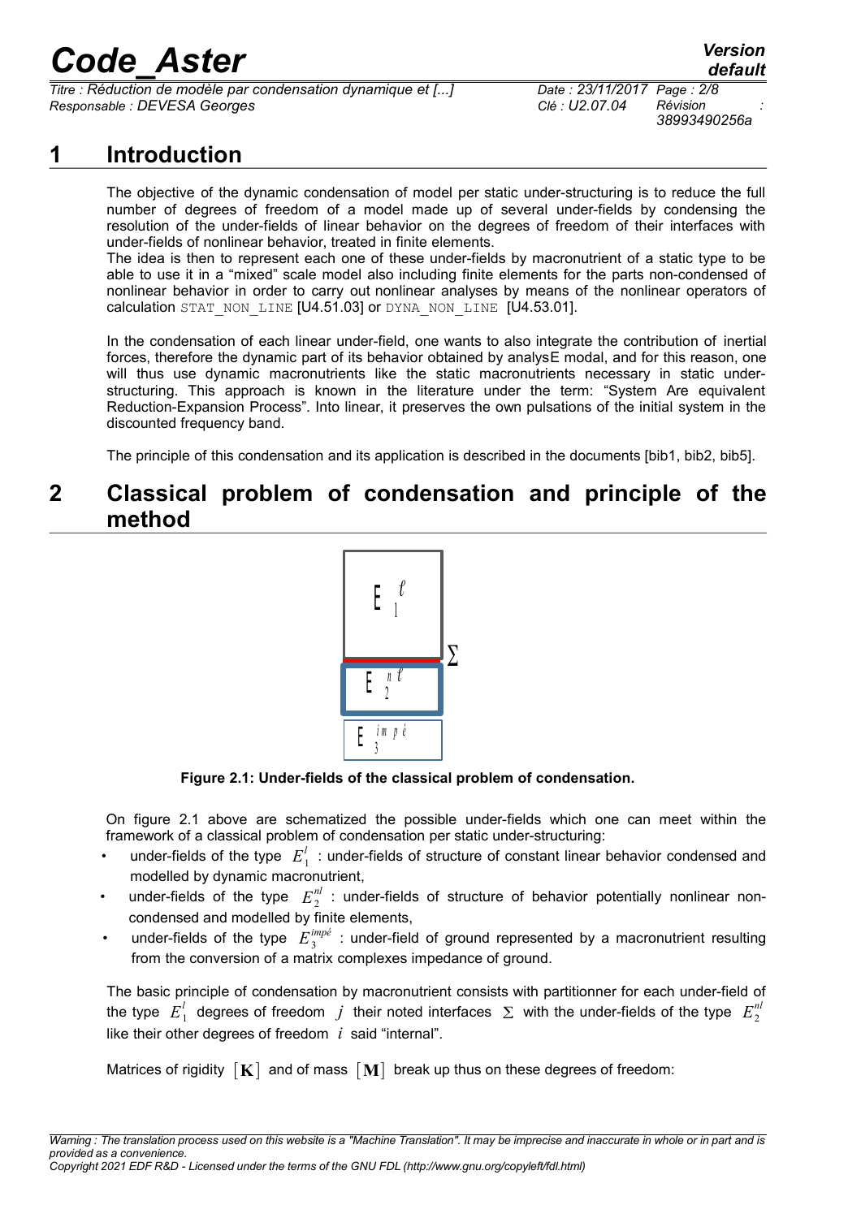# 1 Introduction

The objective of the dynamic condensation of model per static under-structuring is to reduce the full number of degrees of freedom of a model made up of several under-fields by condensing the resolution of the under-fields of linear behavior on the degrees of freedom of their interfaces with under-fields of nonlinear behavior, treated in finite elements.
The idea is then to represent each one of these under-fields by macronutrient of a static type to be able to use it in a “mixed” scale model also including finite elements for the parts non-condensed of nonlinear behavior in order to carry out nonlinear analyses by means of the nonlinear operators of calculation `STAT_NON_LINE` [U4.51.03] or `DYNA_NON_LINE` [U4.53.01].

In the condensation of each linear under-field, one wants to also integrate the contribution of inertial forces, therefore the dynamic part of its behavior obtained by analysE modal, and for this reason, one will thus use dynamic macronutrients like the static macronutrients necessary in static under-structuring. This approach is known in the literature under the term: “System Are equivalent Reduction-Expansion Process”. Into linear, it preserves the own pulsations of the initial system in the discounted frequency band.

The principle of this condensation and its application is described in the documents [bib1, bib2, bib5].

# 2 Classical problem of condensation and principle of the method

**Figure 2.1: Under-fields of the classical problem of condensation.**

On figure 2.1 above are schematized the possible under-fields which one can meet within the framework of a classical problem of condensation per static under-structuring:

- under-fields of the type $E_1^l$ : under-fields of structure of constant linear behavior condensed and modelled by dynamic macronutrient,
- under-fields of the type $E_2^{nl}$ : under-fields of structure of behavior potentially nonlinear non-condensed and modelled by finite elements,
- under-fields of the type $E_3^{impé}$ : under-field of ground represented by a macronutrient resulting from the conversion of a matrix complexes impedance of ground.

The basic principle of condensation by macronutrient consists with partitionner for each under-field of the type $E_1^l$ degrees of freedom $j$ their noted interfaces $\Sigma$ with the under-fields of the type $E_2^{nl}$ like their other degrees of freedom $i$ said “internal”.

Matrices of rigidity $[\mathbf{K}]$ and of mass $[\mathbf{M}]$ break up thus on these degrees of freedom: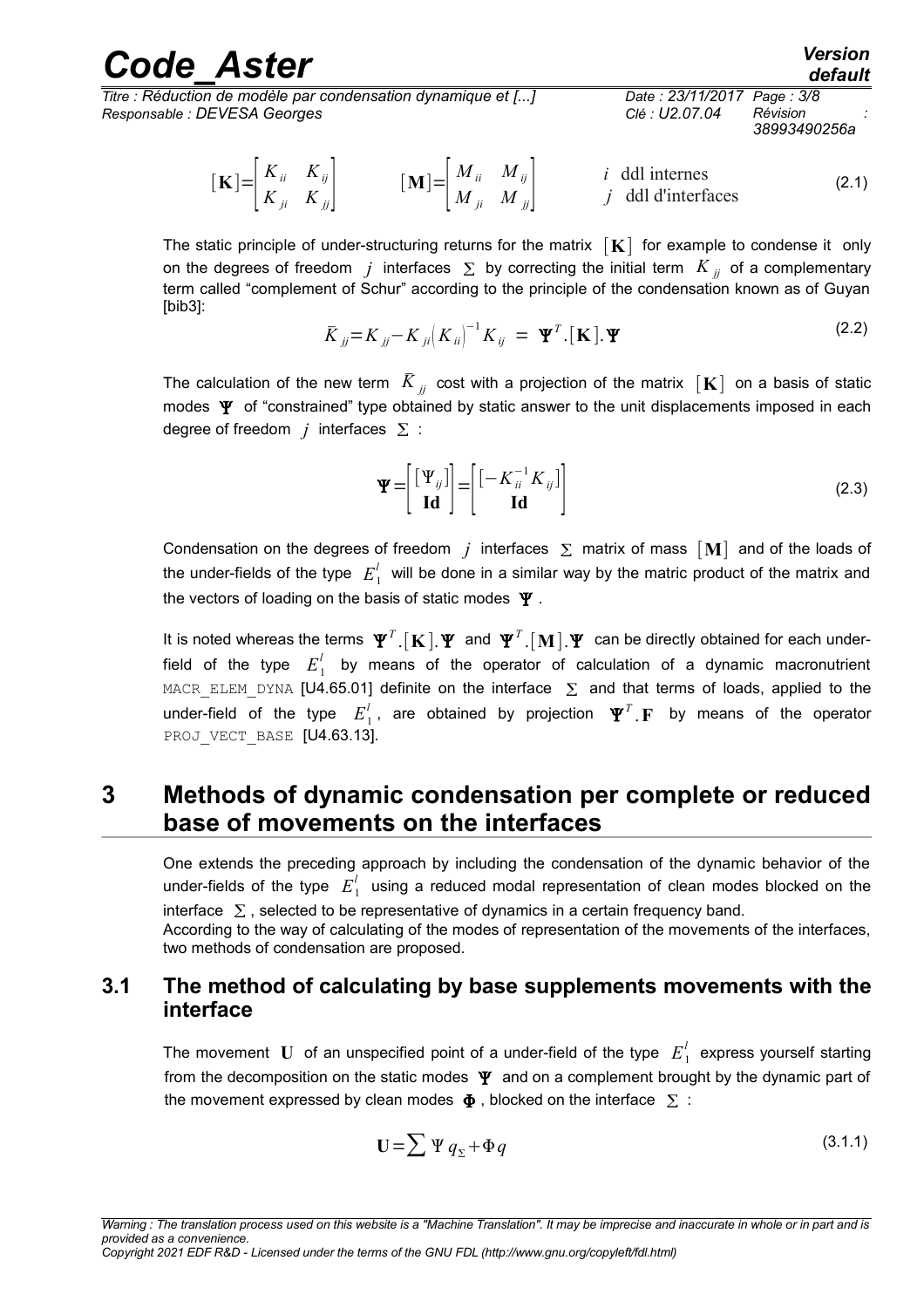$$[\mathbf{K}]=\begin{bmatrix} K_{ii} & K_{ij} \\ K_{ji} & K_{jj} \end{bmatrix} \qquad [\mathbf{M}]=\begin{bmatrix} M_{ii} & M_{ij} \\ M_{ji} & M_{jj} \end{bmatrix} \qquad \begin{matrix} i & \text{ddl internes} \\ j & \text{ddl d'interfaces} \end{matrix} \tag{2.1}$$

The static principle of under-structuring returns for the matrix $[\mathbf{K}]$ for example to condense it only on the degrees of freedom $j$ interfaces $\Sigma$ by correcting the initial term $K_{jj}$ of a complementary term called "complement of Schur" according to the principle of the condensation known as of Guyan [bib3]:

$$\bar{K}_{jj}=K_{jj}-K_{ji}\left(K_{ii}\right)^{-1}K_{ij} \;=\; \mathbf{\Psi}^T.[\mathbf{K}].\mathbf{\Psi} \tag{2.2}$$

The calculation of the new term $\bar{K}_{jj}$ cost with a projection of the matrix $[\mathbf{K}]$ on a basis of static modes $\mathbf{\Psi}$ of "constrained" type obtained by static answer to the unit displacements imposed in each degree of freedom $j$ interfaces $\Sigma$ :

$$\mathbf{\Psi}=\begin{bmatrix} [\Psi_{ij}] \\ \mathbf{Id} \end{bmatrix}=\begin{bmatrix} [-K_{ii}^{-1}K_{ij}] \\ \mathbf{Id} \end{bmatrix} \tag{2.3}$$

Condensation on the degrees of freedom $j$ interfaces $\Sigma$ matrix of mass $[\mathbf{M}]$ and of the loads of the under-fields of the type $E_1^l$ will be done in a similar way by the matric product of the matrix and the vectors of loading on the basis of static modes $\mathbf{\Psi}$.

It is noted whereas the terms $\mathbf{\Psi}^T.[\mathbf{K}].\mathbf{\Psi}$ and $\mathbf{\Psi}^T.[\mathbf{M}].\mathbf{\Psi}$ can be directly obtained for each under-field of the type $E_1^l$ by means of the operator of calculation of a dynamic macronutrient MACR_ELEM_DYNA [U4.65.01] definite on the interface $\Sigma$ and that terms of loads, applied to the under-field of the type $E_1^l$, are obtained by projection $\mathbf{\Psi}^T.\mathbf{F}$ by means of the operator PROJ_VECT_BASE [U4.63.13].

# 3 Methods of dynamic condensation per complete or reduced base of movements on the interfaces

One extends the preceding approach by including the condensation of the dynamic behavior of the under-fields of the type $E_1^l$ using a reduced modal representation of clean modes blocked on the interface $\Sigma$, selected to be representative of dynamics in a certain frequency band.
According to the way of calculating of the modes of representation of the movements of the interfaces, two methods of condensation are proposed.

## 3.1 The method of calculating by base supplements movements with the interface

The movement $\mathbf{U}$ of an unspecified point of a under-field of the type $E_1^l$ express yourself starting from the decomposition on the static modes $\mathbf{\Psi}$ and on a complement brought by the dynamic part of the movement expressed by clean modes $\mathbf{\Phi}$, blocked on the interface $\Sigma$ :

$$\mathbf{U}=\sum \Psi\, q_{\Sigma}+\Phi\, q \tag{3.1.1}$$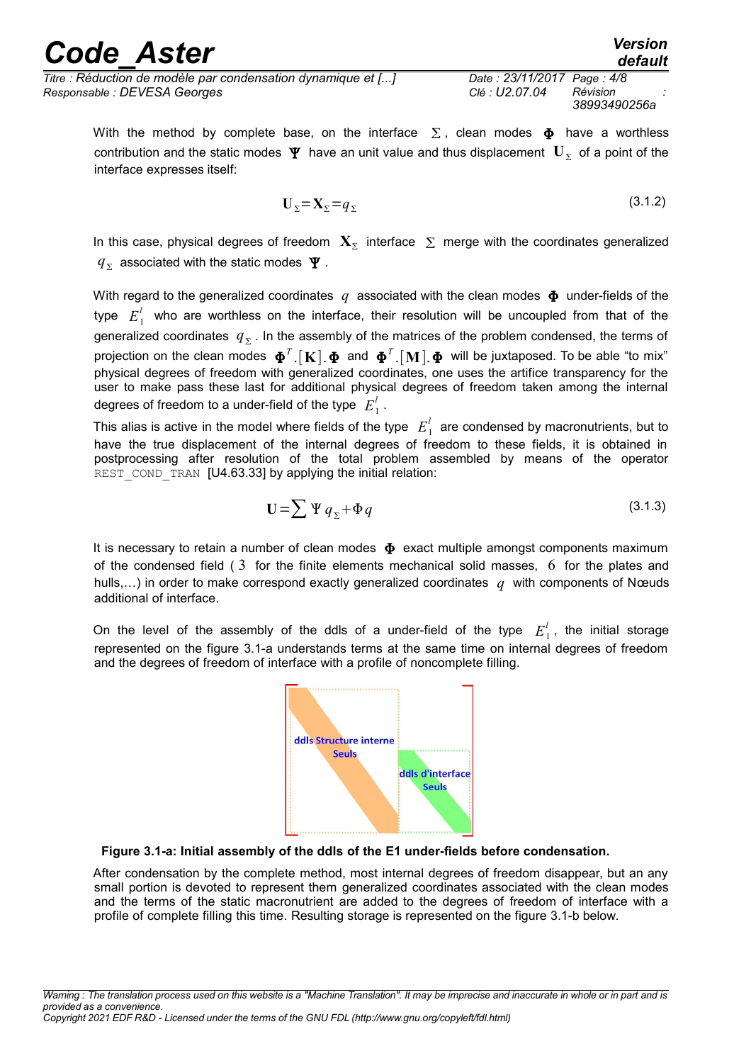With the method by complete base, on the interface $\Sigma$, clean modes $\mathbf{\Phi}$ have a worthless contribution and the static modes $\mathbf{\Psi}$ have an unit value and thus displacement $\mathbf{U}_{\Sigma}$ of a point of the interface expresses itself:

$$\mathbf{U}_{\Sigma}=\mathbf{X}_{\Sigma}=q_{\Sigma} \tag{3.1.2}$$

In this case, physical degrees of freedom $\mathbf{X}_{\Sigma}$ interface $\Sigma$ merge with the coordinates generalized $q_{\Sigma}$ associated with the static modes $\mathbf{\Psi}$.

With regard to the generalized coordinates $q$ associated with the clean modes $\mathbf{\Phi}$ under-fields of the type $E_1^l$ who are worthless on the interface, their resolution will be uncoupled from that of the generalized coordinates $q_{\Sigma}$. In the assembly of the matrices of the problem condensed, the terms of projection on the clean modes $\mathbf{\Phi}^T.[\mathbf{K}].\mathbf{\Phi}$ and $\mathbf{\Phi}^T.[\mathbf{M}].\mathbf{\Phi}$ will be juxtaposed. To be able "to mix" physical degrees of freedom with generalized coordinates, one uses the artifice transparency for the user to make pass these last for additional physical degrees of freedom taken among the internal degrees of freedom to a under-field of the type $E_1^l$.

This alias is active in the model where fields of the type $E_1^l$ are condensed by macronutrients, but to have the true displacement of the internal degrees of freedom to these fields, it is obtained in postprocessing after resolution of the total problem assembled by means of the operator REST_COND_TRAN [U4.63.33] by applying the initial relation:

$$\mathbf{U}=\sum \Psi\, q_{\Sigma}+\Phi\, q \tag{3.1.3}$$

It is necessary to retain a number of clean modes $\mathbf{\Phi}$ exact multiple amongst components maximum of the condensed field ( $3$ for the finite elements mechanical solid masses, $6$ for the plates and hulls,…) in order to make correspond exactly generalized coordinates $q$ with components of Nœuds additional of interface.

On the level of the assembly of the ddls of a under-field of the type $E_1^l$, the initial storage represented on the figure 3.1-a understands terms at the same time on internal degrees of freedom and the degrees of freedom of interface with a profile of noncomplete filling.

ddls Structure interne Seuls

ddls d'interface Seuls

**Figure 3.1-a: Initial assembly of the ddls of the E1 under-fields before condensation.**

After condensation by the complete method, most internal degrees of freedom disappear, but an any small portion is devoted to represent them generalized coordinates associated with the clean modes and the terms of the static macronutrient are added to the degrees of freedom of interface with a profile of complete filling this time. Resulting storage is represented on the figure 3.1-b below.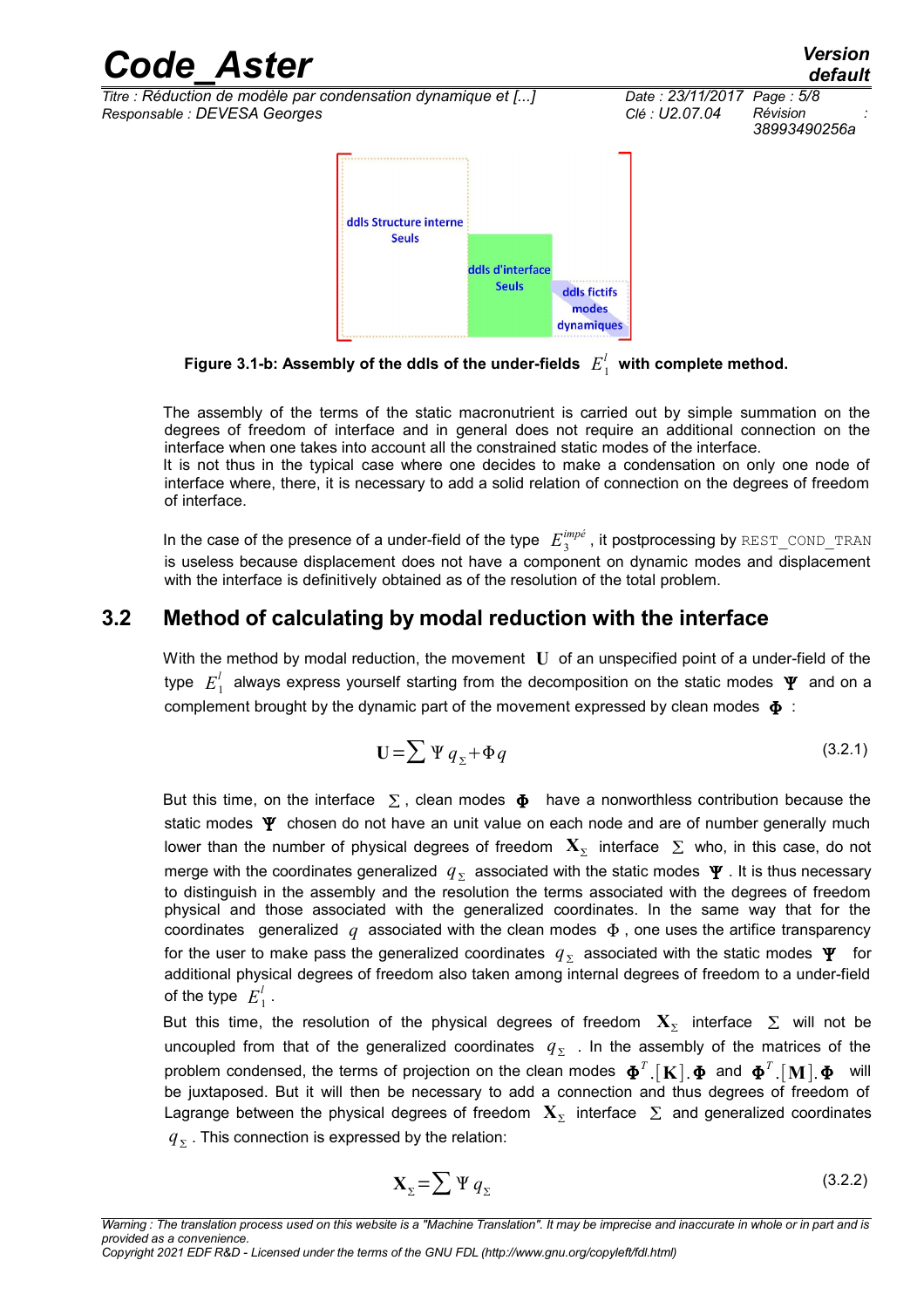ddls Structure interne Seuls

ddls d'interface Seuls

ddls fictifs modes dynamiques

**Figure 3.1-b: Assembly of the ddls of the under-fields $E_1^l$ with complete method.**

The assembly of the terms of the static macronutrient is carried out by simple summation on the degrees of freedom of interface and in general does not require an additional connection on the interface when one takes into account all the constrained static modes of the interface.
It is not thus in the typical case where one decides to make a condensation on only one node of interface where, there, it is necessary to add a solid relation of connection on the degrees of freedom of interface.

In the case of the presence of a under-field of the type $E_3^{impé}$, it postprocessing by `REST_COND_TRAN` is useless because displacement does not have a component on dynamic modes and displacement with the interface is definitively obtained as of the resolution of the total problem.

## 3.2 Method of calculating by modal reduction with the interface

With the method by modal reduction, the movement $\mathbf{U}$ of an unspecified point of a under-field of the type $E_1^l$ always express yourself starting from the decomposition on the static modes $\mathbf{\Psi}$ and on a complement brought by the dynamic part of the movement expressed by clean modes $\mathbf{\Phi}$ :

$$\mathbf{U}=\sum \Psi q_{\Sigma}+\Phi q \tag{3.2.1}$$

But this time, on the interface $\Sigma$, clean modes $\mathbf{\Phi}$ have a nonworthless contribution because the static modes $\mathbf{\Psi}$ chosen do not have an unit value on each node and are of number generally much lower than the number of physical degrees of freedom $\mathbf{X}_{\Sigma}$ interface $\Sigma$ who, in this case, do not merge with the coordinates generalized $q_{\Sigma}$ associated with the static modes $\mathbf{\Psi}$. It is thus necessary to distinguish in the assembly and the resolution the terms associated with the degrees of freedom physical and those associated with the generalized coordinates. In the same way that for the coordinates generalized $q$ associated with the clean modes $\Phi$, one uses the artifice transparency for the user to make pass the generalized coordinates $q_{\Sigma}$ associated with the static modes $\mathbf{\Psi}$ for additional physical degrees of freedom also taken among internal degrees of freedom to a under-field of the type $E_1^l$.

But this time, the resolution of the physical degrees of freedom $\mathbf{X}_{\Sigma}$ interface $\Sigma$ will not be uncoupled from that of the generalized coordinates $q_{\Sigma}$. In the assembly of the matrices of the problem condensed, the terms of projection on the clean modes $\mathbf{\Phi}^T.[\mathbf{K}].\mathbf{\Phi}$ and $\mathbf{\Phi}^T.[\mathbf{M}].\mathbf{\Phi}$ will be juxtaposed. But it will then be necessary to add a connection and thus degrees of freedom of Lagrange between the physical degrees of freedom $\mathbf{X}_{\Sigma}$ interface $\Sigma$ and generalized coordinates $q_{\Sigma}$. This connection is expressed by the relation:

$$\mathbf{X}_{\Sigma}=\sum \Psi q_{\Sigma} \tag{3.2.2}$$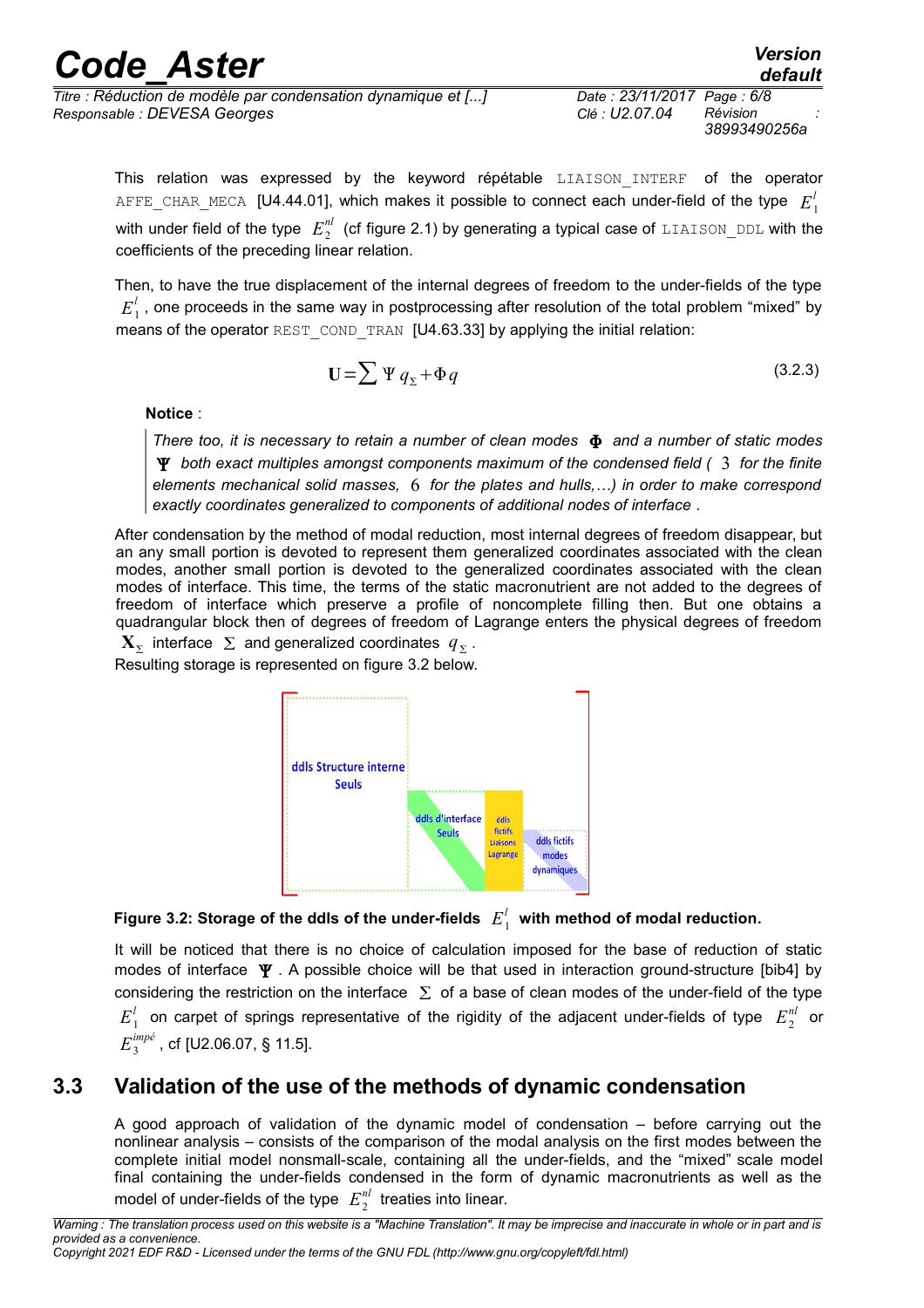This relation was expressed by the keyword répétable `LIAISON_INTERF` of the operator `AFFE_CHAR_MECA` [U4.44.01], which makes it possible to connect each under-field of the type $E_1^l$ with under field of the type $E_2^{nl}$ (cf figure 2.1) by generating a typical case of `LIAISON_DDL` with the coefficients of the preceding linear relation.

Then, to have the true displacement of the internal degrees of freedom to the under-fields of the type $E_1^l$, one proceeds in the same way in postprocessing after resolution of the total problem "mixed" by means of the operator `REST_COND_TRAN` [U4.63.33] by applying the initial relation:

$$\mathbf{U} = \sum \Psi q_\Sigma + \Phi q \tag{3.2.3}$$

**Notice** :

> *There too, it is necessary to retain a number of clean modes $\boldsymbol{\Phi}$ and a number of static modes $\boldsymbol{\Psi}$ both exact multiples amongst components maximum of the condensed field ( $3$ for the finite elements mechanical solid masses, $6$ for the plates and hulls,…) in order to make correspond exactly coordinates generalized to components of additional nodes of interface .*

After condensation by the method of modal reduction, most internal degrees of freedom disappear, but an any small portion is devoted to represent them generalized coordinates associated with the clean modes, another small portion is devoted to the generalized coordinates associated with the clean modes of interface. This time, the terms of the static macronutrient are not added to the degrees of freedom of interface which preserve a profile of noncomplete filling then. But one obtains a quadrangular block then of degrees of freedom of Lagrange enters the physical degrees of freedom $\mathbf{X}_\Sigma$ interface $\Sigma$ and generalized coordinates $q_\Sigma$.
Resulting storage is represented on figure 3.2 below.

**Figure 3.2: Storage of the ddls of the under-fields $E_1^l$ with method of modal reduction.**

It will be noticed that there is no choice of calculation imposed for the base of reduction of static modes of interface $\boldsymbol{\Psi}$. A possible choice will be that used in interaction ground-structure [bib4] by considering the restriction on the interface $\Sigma$ of a base of clean modes of the under-field of the type $E_1^l$ on carpet of springs representative of the rigidity of the adjacent under-fields of type $E_2^{nl}$ or $E_3^{impé}$, cf [U2.06.07, § 11.5].

## 3.3 Validation of the use of the methods of dynamic condensation

A good approach of validation of the dynamic model of condensation – before carrying out the nonlinear analysis – consists of the comparison of the modal analysis on the first modes between the complete initial model nonsmall-scale, containing all the under-fields, and the "mixed" scale model final containing the under-fields condensed in the form of dynamic macronutrients as well as the model of under-fields of the type $E_2^{nl}$ treaties into linear.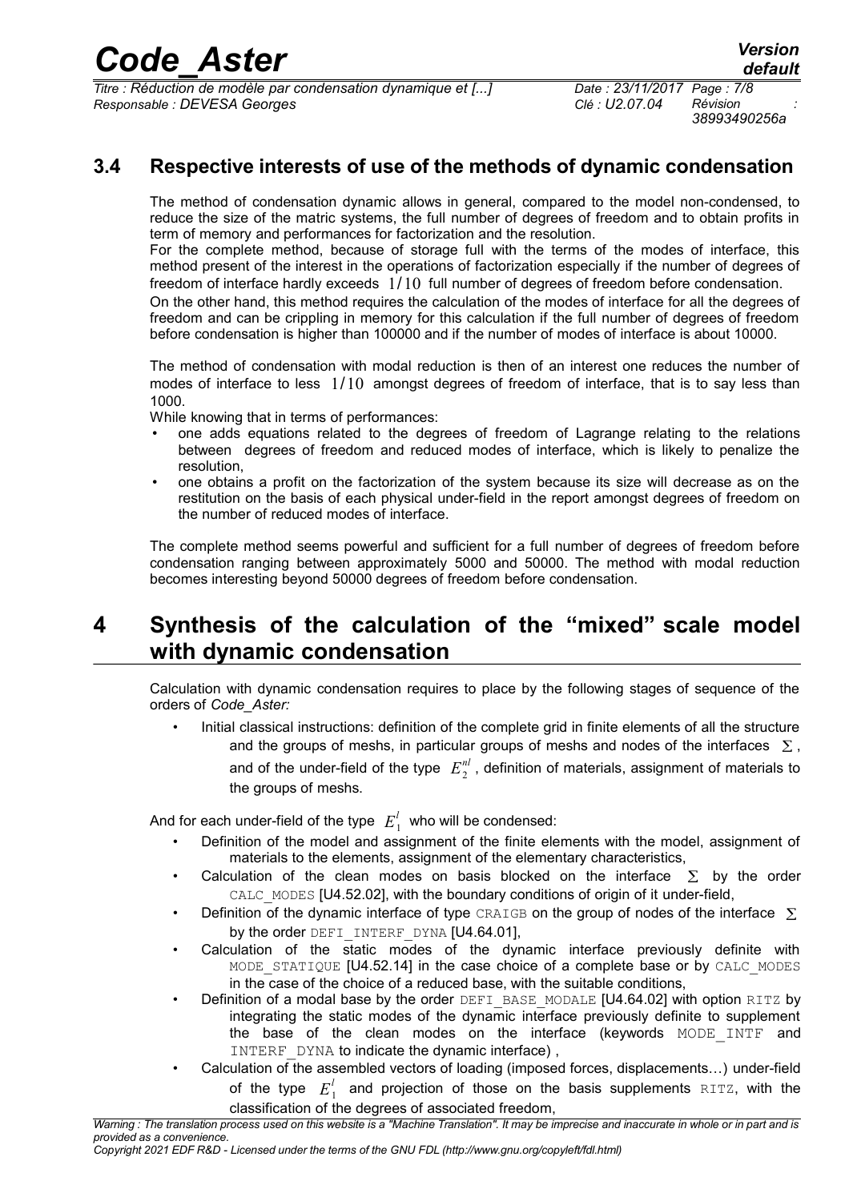## 3.4 Respective interests of use of the methods of dynamic condensation

The method of condensation dynamic allows in general, compared to the model non-condensed, to reduce the size of the matric systems, the full number of degrees of freedom and to obtain profits in term of memory and performances for factorization and the resolution.

For the complete method, because of storage full with the terms of the modes of interface, this method present of the interest in the operations of factorization especially if the number of degrees of freedom of interface hardly exceeds $1/10$ full number of degrees of freedom before condensation.

On the other hand, this method requires the calculation of the modes of interface for all the degrees of freedom and can be crippling in memory for this calculation if the full number of degrees of freedom before condensation is higher than 100000 and if the number of modes of interface is about 10000.

The method of condensation with modal reduction is then of an interest one reduces the number of modes of interface to less $1/10$ amongst degrees of freedom of interface, that is to say less than 1000.

While knowing that in terms of performances:

- one adds equations related to the degrees of freedom of Lagrange relating to the relations between degrees of freedom and reduced modes of interface, which is likely to penalize the resolution,
- one obtains a profit on the factorization of the system because its size will decrease as on the restitution on the basis of each physical under-field in the report amongst degrees of freedom on the number of reduced modes of interface.

The complete method seems powerful and sufficient for a full number of degrees of freedom before condensation ranging between approximately 5000 and 50000. The method with modal reduction becomes interesting beyond 50000 degrees of freedom before condensation.

# 4 Synthesis of the calculation of the "mixed" scale model with dynamic condensation

Calculation with dynamic condensation requires to place by the following stages of sequence of the orders of *Code_Aster:*

- Initial classical instructions: definition of the complete grid in finite elements of all the structure and the groups of meshs, in particular groups of meshs and nodes of the interfaces $\Sigma$, and of the under-field of the type $E_2^{nl}$, definition of materials, assignment of materials to the groups of meshs.

And for each under-field of the type $E_1^l$ who will be condensed:

- Definition of the model and assignment of the finite elements with the model, assignment of materials to the elements, assignment of the elementary characteristics,
- Calculation of the clean modes on basis blocked on the interface $\Sigma$ by the order CALC_MODES [U4.52.02], with the boundary conditions of origin of it under-field,
- Definition of the dynamic interface of type CRAIGB on the group of nodes of the interface $\Sigma$ by the order DEFI_INTERF_DYNA [U4.64.01],
- Calculation of the static modes of the dynamic interface previously definite with MODE_STATIQUE [U4.52.14] in the case choice of a complete base or by CALC_MODES in the case of the choice of a reduced base, with the suitable conditions,
- Definition of a modal base by the order DEFI_BASE_MODALE [U4.64.02] with option RITZ by integrating the static modes of the dynamic interface previously definite to supplement the base of the clean modes on the interface (keywords MODE_INTF and INTERF_DYNA to indicate the dynamic interface) ,
- Calculation of the assembled vectors of loading (imposed forces, displacements…) under-field of the type $E_1^l$ and projection of those on the basis supplements RITZ, with the classification of the degrees of associated freedom,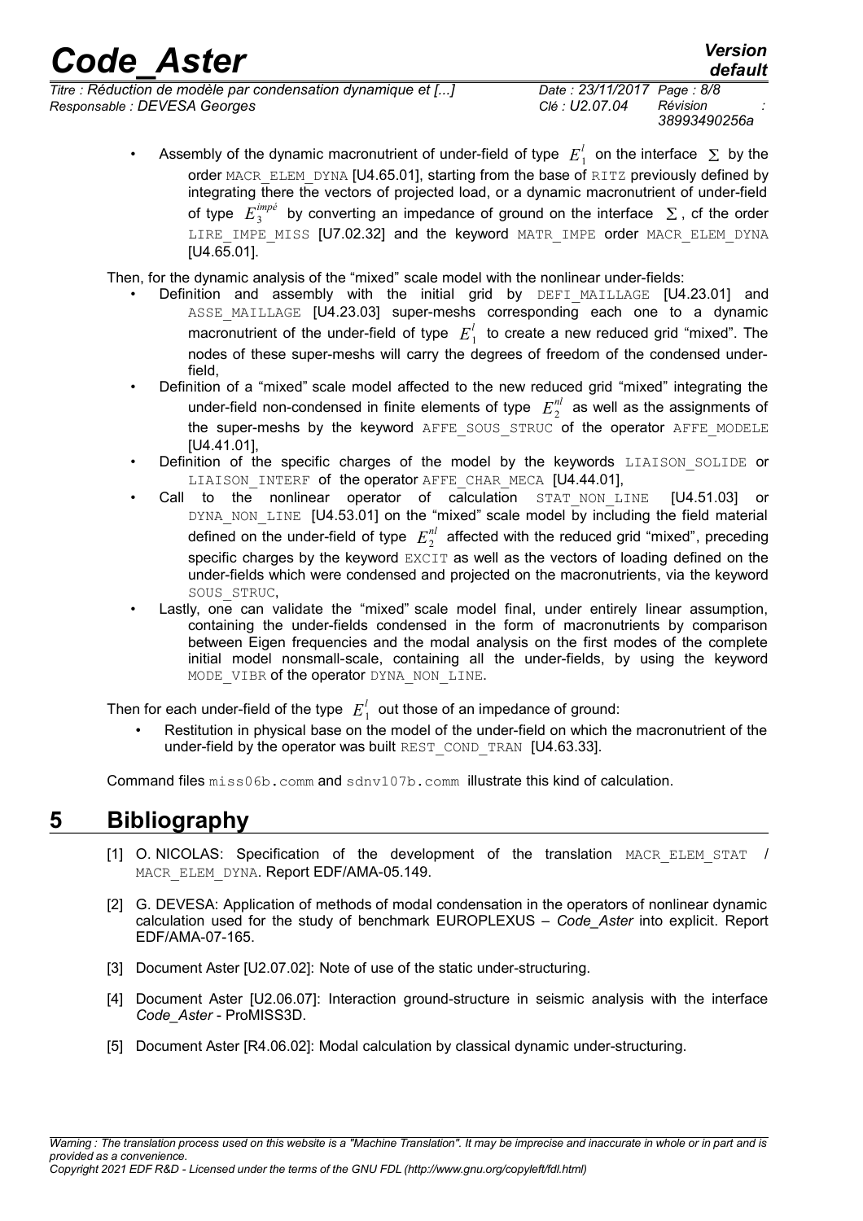- Assembly of the dynamic macronutrient of under-field of type $E_1^l$ on the interface $\Sigma$ by the order MACR_ELEM_DYNA [U4.65.01], starting from the base of RITZ previously defined by integrating there the vectors of projected load, or a dynamic macronutrient of under-field of type $E_3^{impé}$ by converting an impedance of ground on the interface $\Sigma$, cf the order LIRE_IMPE_MISS [U7.02.32] and the keyword MATR_IMPE order MACR_ELEM_DYNA [U4.65.01].

Then, for the dynamic analysis of the "mixed" scale model with the nonlinear under-fields:

- Definition and assembly with the initial grid by DEFI_MAILLAGE [U4.23.01] and ASSE_MAILLAGE [U4.23.03] super-meshs corresponding each one to a dynamic macronutrient of the under-field of type $E_1^l$ to create a new reduced grid "mixed". The nodes of these super-meshs will carry the degrees of freedom of the condensed under-field,
- Definition of a "mixed" scale model affected to the new reduced grid "mixed" integrating the under-field non-condensed in finite elements of type $E_2^{nl}$ as well as the assignments of the super-meshs by the keyword AFFE_SOUS_STRUC of the operator AFFE_MODELE [U4.41.01],
- Definition of the specific charges of the model by the keywords LIAISON_SOLIDE or LIAISON_INTERF of the operator AFFE_CHAR_MECA [U4.44.01],
- Call to the nonlinear operator of calculation STAT_NON_LINE [U4.51.03] or DYNA_NON_LINE [U4.53.01] on the "mixed" scale model by including the field material defined on the under-field of type $E_2^{nl}$ affected with the reduced grid "mixed", preceding specific charges by the keyword EXCIT as well as the vectors of loading defined on the under-fields which were condensed and projected on the macronutrients, via the keyword SOUS_STRUC,
- Lastly, one can validate the "mixed" scale model final, under entirely linear assumption, containing the under-fields condensed in the form of macronutrients by comparison between Eigen frequencies and the modal analysis on the first modes of the complete initial model nonsmall-scale, containing all the under-fields, by using the keyword MODE_VIBR of the operator DYNA_NON_LINE.

Then for each under-field of the type $E_1^l$ out those of an impedance of ground:

- Restitution in physical base on the model of the under-field on which the macronutrient of the under-field by the operator was built REST_COND_TRAN [U4.63.33].

Command files miss06b.comm and sdnv107b.comm illustrate this kind of calculation.

# 5 Bibliography

[1] O. NICOLAS: Specification of the development of the translation MACR_ELEM_STAT / MACR_ELEM_DYNA. Report EDF/AMA-05.149.

[2] G. DEVESA: Application of methods of modal condensation in the operators of nonlinear dynamic calculation used for the study of benchmark EUROPLEXUS – *Code_Aster* into explicit. Report EDF/AMA-07-165.

[3] Document Aster [U2.07.02]: Note of use of the static under-structuring.

[4] Document Aster [U2.06.07]: Interaction ground-structure in seismic analysis with the interface *Code_Aster* - ProMISS3D.

[5] Document Aster [R4.06.02]: Modal calculation by classical dynamic under-structuring.